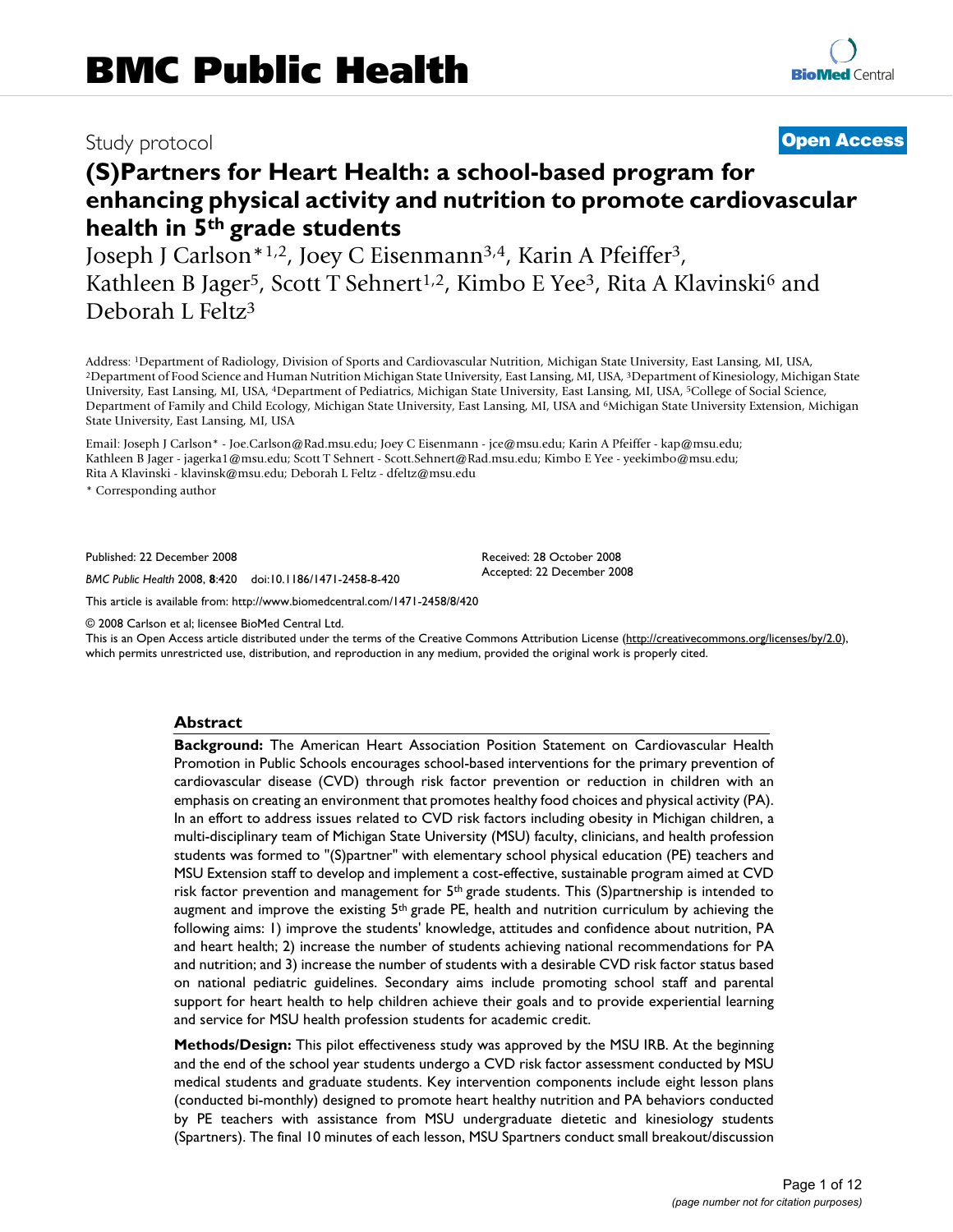# BMC Public Health

Study protocol

**Open Access**

# (S)Partners for Heart Health: a school-based program for enhancing physical activity and nutrition to promote cardiovascular health in 5th grade students

Joseph J Carlson*[1,2], Joey C Eisenmann[3,4], Karin A Pfeiffer[3], Kathleen B Jager[5], Scott T Sehnert[1,2], Kimbo E Yee[3], Rita A Klavinski[6] and Deborah L Feltz[3]

Address: [1]Department of Radiology, Division of Sports and Cardiovascular Nutrition, Michigan State University, East Lansing, MI, USA, [2]Department of Food Science and Human Nutrition Michigan State University, East Lansing, MI, USA, [3]Department of Kinesiology, Michigan State University, East Lansing, MI, USA, [4]Department of Pediatrics, Michigan State University, East Lansing, MI, USA, [5]College of Social Science, Department of Family and Child Ecology, Michigan State University, East Lansing, MI, USA and [6]Michigan State University Extension, Michigan State University, East Lansing, MI, USA

Email: Joseph J Carlson* - Joe.Carlson@Rad.msu.edu; Joey C Eisenmann - jce@msu.edu; Karin A Pfeiffer - kap@msu.edu; Kathleen B Jager - jagerka1@msu.edu; Scott T Sehnert - Scott.Sehnert@Rad.msu.edu; Kimbo E Yee - yeekimbo@msu.edu; Rita A Klavinski - klavinsk@msu.edu; Deborah L Feltz - dfeltz@msu.edu

* Corresponding author

Published: 22 December 2008

*BMC Public Health* 2008, **8**:420 doi:10.1186/1471-2458-8-420

Received: 28 October 2008
Accepted: 22 December 2008

This article is available from: http://www.biomedcentral.com/1471-2458/8/420

© 2008 Carlson et al; licensee BioMed Central Ltd.
This is an Open Access article distributed under the terms of the Creative Commons Attribution License (http://creativecommons.org/licenses/by/2.0), which permits unrestricted use, distribution, and reproduction in any medium, provided the original work is properly cited.

## Abstract

**Background:** The American Heart Association Position Statement on Cardiovascular Health Promotion in Public Schools encourages school-based interventions for the primary prevention of cardiovascular disease (CVD) through risk factor prevention or reduction in children with an emphasis on creating an environment that promotes healthy food choices and physical activity (PA). In an effort to address issues related to CVD risk factors including obesity in Michigan children, a multi-disciplinary team of Michigan State University (MSU) faculty, clinicians, and health profession students was formed to "(S)partner" with elementary school physical education (PE) teachers and MSU Extension staff to develop and implement a cost-effective, sustainable program aimed at CVD risk factor prevention and management for 5th grade students. This (S)partnership is intended to augment and improve the existing 5th grade PE, health and nutrition curriculum by achieving the following aims: 1) improve the students' knowledge, attitudes and confidence about nutrition, PA and heart health; 2) increase the number of students achieving national recommendations for PA and nutrition; and 3) increase the number of students with a desirable CVD risk factor status based on national pediatric guidelines. Secondary aims include promoting school staff and parental support for heart health to help children achieve their goals and to provide experiential learning and service for MSU health profession students for academic credit.

**Methods/Design:** This pilot effectiveness study was approved by the MSU IRB. At the beginning and the end of the school year students undergo a CVD risk factor assessment conducted by MSU medical students and graduate students. Key intervention components include eight lesson plans (conducted bi-monthly) designed to promote heart healthy nutrition and PA behaviors conducted by PE teachers with assistance from MSU undergraduate dietetic and kinesiology students (Spartners). The final 10 minutes of each lesson, MSU Spartners conduct small breakout/discussion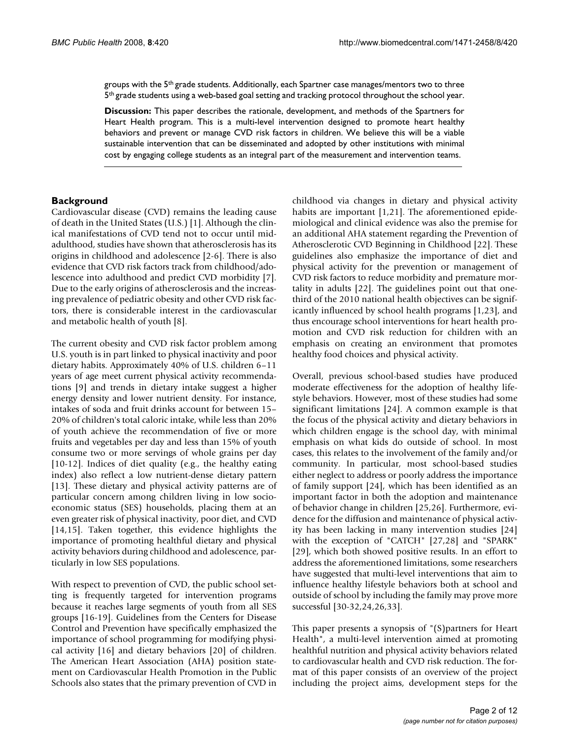groups with the 5th grade students. Additionally, each Spartner case manages/mentors two to three 5th grade students using a web-based goal setting and tracking protocol throughout the school year.

**Discussion:** This paper describes the rationale, development, and methods of the Spartners for Heart Health program. This is a multi-level intervention designed to promote heart healthy behaviors and prevent or manage CVD risk factors in children. We believe this will be a viable sustainable intervention that can be disseminated and adopted by other institutions with minimal cost by engaging college students as an integral part of the measurement and intervention teams.

## Background

Cardiovascular disease (CVD) remains the leading cause of death in the United States (U.S.) [1]. Although the clinical manifestations of CVD tend not to occur until mid-adulthood, studies have shown that atherosclerosis has its origins in childhood and adolescence [2-6]. There is also evidence that CVD risk factors track from childhood/adolescence into adulthood and predict CVD morbidity [7]. Due to the early origins of atherosclerosis and the increasing prevalence of pediatric obesity and other CVD risk factors, there is considerable interest in the cardiovascular and metabolic health of youth [8].

The current obesity and CVD risk factor problem among U.S. youth is in part linked to physical inactivity and poor dietary habits. Approximately 40% of U.S. children 6–11 years of age meet current physical activity recommendations [9] and trends in dietary intake suggest a higher energy density and lower nutrient density. For instance, intakes of soda and fruit drinks account for between 15–20% of children's total caloric intake, while less than 20% of youth achieve the recommendation of five or more fruits and vegetables per day and less than 15% of youth consume two or more servings of whole grains per day [10-12]. Indices of diet quality (e.g., the healthy eating index) also reflect a low nutrient-dense dietary pattern [13]. These dietary and physical activity patterns are of particular concern among children living in low socioeconomic status (SES) households, placing them at an even greater risk of physical inactivity, poor diet, and CVD [14,15]. Taken together, this evidence highlights the importance of promoting healthful dietary and physical activity behaviors during childhood and adolescence, particularly in low SES populations.

With respect to prevention of CVD, the public school setting is frequently targeted for intervention programs because it reaches large segments of youth from all SES groups [16-19]. Guidelines from the Centers for Disease Control and Prevention have specifically emphasized the importance of school programming for modifying physical activity [16] and dietary behaviors [20] of children. The American Heart Association (AHA) position statement on Cardiovascular Health Promotion in the Public Schools also states that the primary prevention of CVD in childhood via changes in dietary and physical activity habits are important [1,21]. The aforementioned epidemiological and clinical evidence was also the premise for an additional AHA statement regarding the Prevention of Atherosclerotic CVD Beginning in Childhood [22]. These guidelines also emphasize the importance of diet and physical activity for the prevention or management of CVD risk factors to reduce morbidity and premature mortality in adults [22]. The guidelines point out that one-third of the 2010 national health objectives can be significantly influenced by school health programs [1,23], and thus encourage school interventions for heart health promotion and CVD risk reduction for children with an emphasis on creating an environment that promotes healthy food choices and physical activity.

Overall, previous school-based studies have produced moderate effectiveness for the adoption of healthy lifestyle behaviors. However, most of these studies had some significant limitations [24]. A common example is that the focus of the physical activity and dietary behaviors in which children engage is the school day, with minimal emphasis on what kids do outside of school. In most cases, this relates to the involvement of the family and/or community. In particular, most school-based studies either neglect to address or poorly address the importance of family support [24], which has been identified as an important factor in both the adoption and maintenance of behavior change in children [25,26]. Furthermore, evidence for the diffusion and maintenance of physical activity has been lacking in many intervention studies [24] with the exception of "CATCH" [27,28] and "SPARK" [29], which both showed positive results. In an effort to address the aforementioned limitations, some researchers have suggested that multi-level interventions that aim to influence healthy lifestyle behaviors both at school and outside of school by including the family may prove more successful [30-32,24,26,33].

This paper presents a synopsis of "(S)partners for Heart Health", a multi-level intervention aimed at promoting healthful nutrition and physical activity behaviors related to cardiovascular health and CVD risk reduction. The format of this paper consists of an overview of the project including the project aims, development steps for the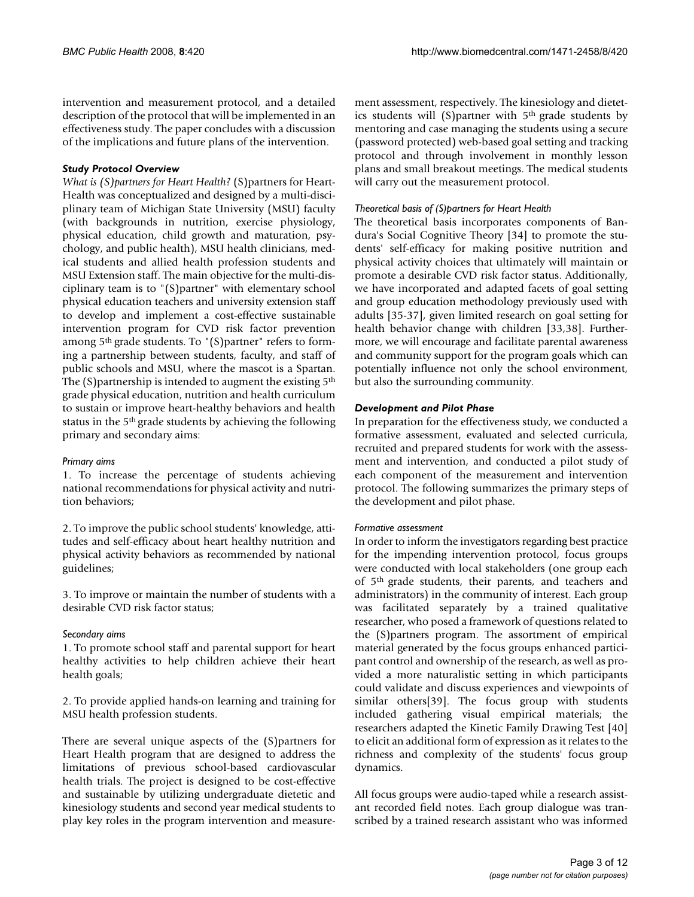intervention and measurement protocol, and a detailed description of the protocol that will be implemented in an effectiveness study. The paper concludes with a discussion of the implications and future plans of the intervention.

### *Study Protocol Overview*

*What is (S)partners for Heart Health?* (S)partners for Heart-Health was conceptualized and designed by a multi-disciplinary team of Michigan State University (MSU) faculty (with backgrounds in nutrition, exercise physiology, physical education, child growth and maturation, psychology, and public health), MSU health clinicians, medical students and allied health profession students and MSU Extension staff. The main objective for the multi-disciplinary team is to "(S)partner" with elementary school physical education teachers and university extension staff to develop and implement a cost-effective sustainable intervention program for CVD risk factor prevention among 5th grade students. To "(S)partner" refers to forming a partnership between students, faculty, and staff of public schools and MSU, where the mascot is a Spartan. The (S)partnership is intended to augment the existing 5th grade physical education, nutrition and health curriculum to sustain or improve heart-healthy behaviors and health status in the 5th grade students by achieving the following primary and secondary aims:

#### *Primary aims*

1. To increase the percentage of students achieving national recommendations for physical activity and nutrition behaviors;

2. To improve the public school students' knowledge, attitudes and self-efficacy about heart healthy nutrition and physical activity behaviors as recommended by national guidelines;

3. To improve or maintain the number of students with a desirable CVD risk factor status;

#### *Secondary aims*

1. To promote school staff and parental support for heart healthy activities to help children achieve their heart health goals;

2. To provide applied hands-on learning and training for MSU health profession students.

There are several unique aspects of the (S)partners for Heart Health program that are designed to address the limitations of previous school-based cardiovascular health trials. The project is designed to be cost-effective and sustainable by utilizing undergraduate dietetic and kinesiology students and second year medical students to play key roles in the program intervention and measurement assessment, respectively. The kinesiology and dietetics students will (S)partner with 5th grade students by mentoring and case managing the students using a secure (password protected) web-based goal setting and tracking protocol and through involvement in monthly lesson plans and small breakout meetings. The medical students will carry out the measurement protocol.

#### *Theoretical basis of (S)partners for Heart Health*

The theoretical basis incorporates components of Bandura's Social Cognitive Theory [34] to promote the students' self-efficacy for making positive nutrition and physical activity choices that ultimately will maintain or promote a desirable CVD risk factor status. Additionally, we have incorporated and adapted facets of goal setting and group education methodology previously used with adults [35-37], given limited research on goal setting for health behavior change with children [33,38]. Furthermore, we will encourage and facilitate parental awareness and community support for the program goals which can potentially influence not only the school environment, but also the surrounding community.

### *Development and Pilot Phase*

In preparation for the effectiveness study, we conducted a formative assessment, evaluated and selected curricula, recruited and prepared students for work with the assessment and intervention, and conducted a pilot study of each component of the measurement and intervention protocol. The following summarizes the primary steps of the development and pilot phase.

#### *Formative assessment*

In order to inform the investigators regarding best practice for the impending intervention protocol, focus groups were conducted with local stakeholders (one group each of 5th grade students, their parents, and teachers and administrators) in the community of interest. Each group was facilitated separately by a trained qualitative researcher, who posed a framework of questions related to the (S)partners program. The assortment of empirical material generated by the focus groups enhanced participant control and ownership of the research, as well as provided a more naturalistic setting in which participants could validate and discuss experiences and viewpoints of similar others[39]. The focus group with students included gathering visual empirical materials; the researchers adapted the Kinetic Family Drawing Test [40] to elicit an additional form of expression as it relates to the richness and complexity of the students' focus group dynamics.

All focus groups were audio-taped while a research assistant recorded field notes. Each group dialogue was transcribed by a trained research assistant who was informed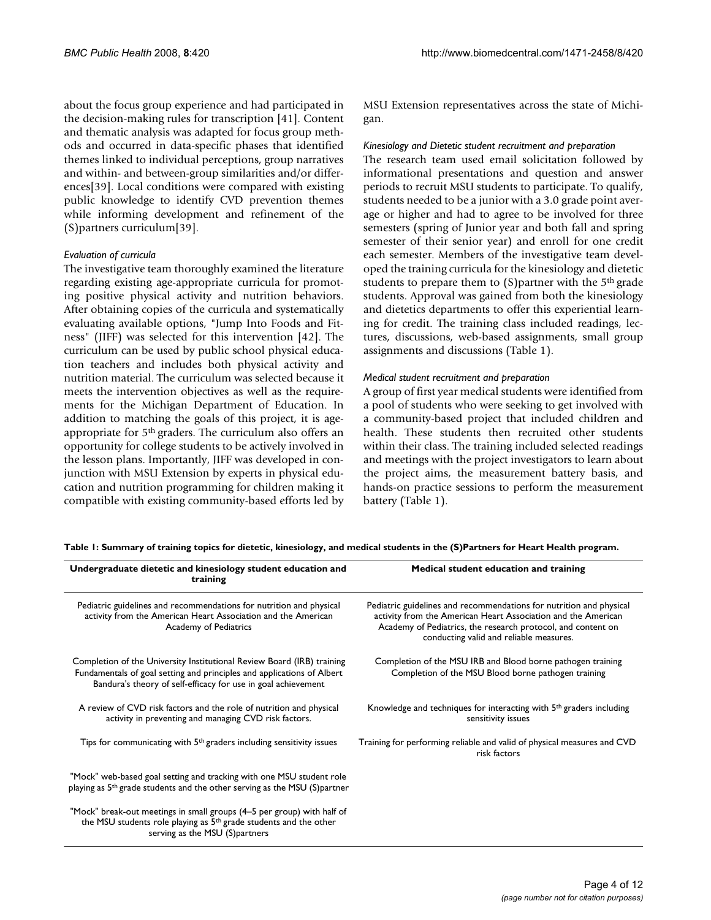about the focus group experience and had participated in the decision-making rules for transcription [41]. Content and thematic analysis was adapted for focus group methods and occurred in data-specific phases that identified themes linked to individual perceptions, group narratives and within- and between-group similarities and/or differences[39]. Local conditions were compared with existing public knowledge to identify CVD prevention themes while informing development and refinement of the (S)partners curriculum[39].

### *Evaluation of curricula*

The investigative team thoroughly examined the literature regarding existing age-appropriate curricula for promoting positive physical activity and nutrition behaviors. After obtaining copies of the curricula and systematically evaluating available options, "Jump Into Foods and Fitness" (JIFF) was selected for this intervention [42]. The curriculum can be used by public school physical education teachers and includes both physical activity and nutrition material. The curriculum was selected because it meets the intervention objectives as well as the requirements for the Michigan Department of Education. In addition to matching the goals of this project, it is age-appropriate for 5th graders. The curriculum also offers an opportunity for college students to be actively involved in the lesson plans. Importantly, JIFF was developed in conjunction with MSU Extension by experts in physical education and nutrition programming for children making it compatible with existing community-based efforts led by MSU Extension representatives across the state of Michigan.

### *Kinesiology and Dietetic student recruitment and preparation*

The research team used email solicitation followed by informational presentations and question and answer periods to recruit MSU students to participate. To qualify, students needed to be a junior with a 3.0 grade point average or higher and had to agree to be involved for three semesters (spring of Junior year and both fall and spring semester of their senior year) and enroll for one credit each semester. Members of the investigative team developed the training curricula for the kinesiology and dietetic students to prepare them to (S)partner with the 5th grade students. Approval was gained from both the kinesiology and dietetics departments to offer this experiential learning for credit. The training class included readings, lectures, discussions, web-based assignments, small group assignments and discussions (Table 1).

### *Medical student recruitment and preparation*

A group of first year medical students were identified from a pool of students who were seeking to get involved with a community-based project that included children and health. These students then recruited other students within their class. The training included selected readings and meetings with the project investigators to learn about the project aims, the measurement battery basis, and hands-on practice sessions to perform the measurement battery (Table 1).

**Table 1: Summary of training topics for dietetic, kinesiology, and medical students in the (S)Partners for Heart Health program.**

| Undergraduate dietetic and kinesiology student education and training | Medical student education and training |
|---|---|
| Pediatric guidelines and recommendations for nutrition and physical activity from the American Heart Association and the American Academy of Pediatrics | Pediatric guidelines and recommendations for nutrition and physical activity from the American Heart Association and the American Academy of Pediatrics, the research protocol, and content on conducting valid and reliable measures. |
| Completion of the University Institutional Review Board (IRB) training Fundamentals of goal setting and principles and applications of Albert Bandura's theory of self-efficacy for use in goal achievement | Completion of the MSU IRB and Blood borne pathogen training Completion of the MSU Blood borne pathogen training |
| A review of CVD risk factors and the role of nutrition and physical activity in preventing and managing CVD risk factors. | Knowledge and techniques for interacting with 5th graders including sensitivity issues |
| Tips for communicating with 5th graders including sensitivity issues | Training for performing reliable and valid of physical measures and CVD risk factors |
| "Mock" web-based goal setting and tracking with one MSU student role playing as 5th grade students and the other serving as the MSU (S)partner | |
| "Mock" break-out meetings in small groups (4–5 per group) with half of the MSU students role playing as 5th grade students and the other serving as the MSU (S)partners | |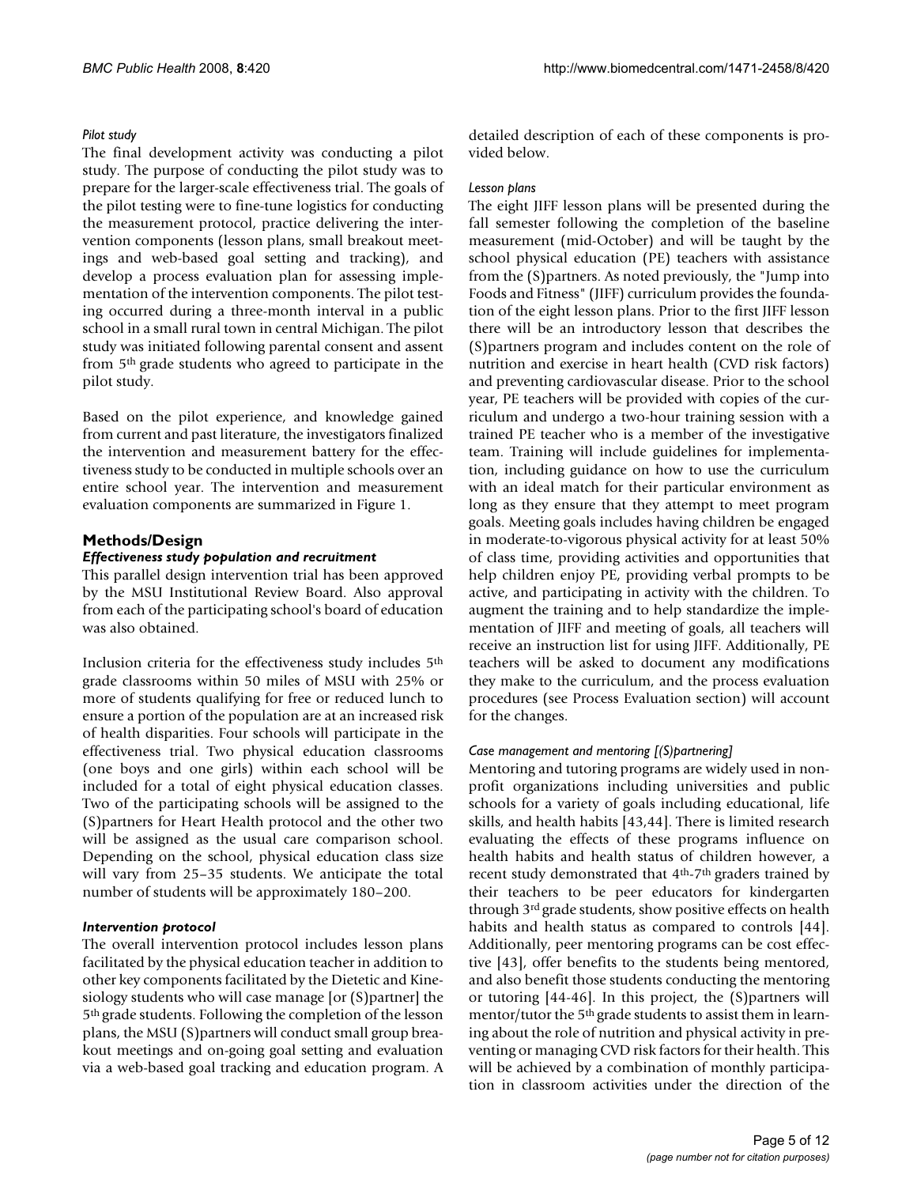*Pilot study*

The final development activity was conducting a pilot study. The purpose of conducting the pilot study was to prepare for the larger-scale effectiveness trial. The goals of the pilot testing were to fine-tune logistics for conducting the measurement protocol, practice delivering the intervention components (lesson plans, small breakout meetings and web-based goal setting and tracking), and develop a process evaluation plan for assessing implementation of the intervention components. The pilot testing occurred during a three-month interval in a public school in a small rural town in central Michigan. The pilot study was initiated following parental consent and assent from 5th grade students who agreed to participate in the pilot study.

Based on the pilot experience, and knowledge gained from current and past literature, the investigators finalized the intervention and measurement battery for the effectiveness study to be conducted in multiple schools over an entire school year. The intervention and measurement evaluation components are summarized in Figure 1.

## Methods/Design

### *Effectiveness study population and recruitment*

This parallel design intervention trial has been approved by the MSU Institutional Review Board. Also approval from each of the participating school's board of education was also obtained.

Inclusion criteria for the effectiveness study includes 5th grade classrooms within 50 miles of MSU with 25% or more of students qualifying for free or reduced lunch to ensure a portion of the population are at an increased risk of health disparities. Four schools will participate in the effectiveness trial. Two physical education classrooms (one boys and one girls) within each school will be included for a total of eight physical education classes. Two of the participating schools will be assigned to the (S)partners for Heart Health protocol and the other two will be assigned as the usual care comparison school. Depending on the school, physical education class size will vary from 25–35 students. We anticipate the total number of students will be approximately 180–200.

### *Intervention protocol*

The overall intervention protocol includes lesson plans facilitated by the physical education teacher in addition to other key components facilitated by the Dietetic and Kinesiology students who will case manage [or (S)partner] the 5th grade students. Following the completion of the lesson plans, the MSU (S)partners will conduct small group breakout meetings and on-going goal setting and evaluation via a web-based goal tracking and education program. A detailed description of each of these components is provided below.

*Lesson plans*

The eight JIFF lesson plans will be presented during the fall semester following the completion of the baseline measurement (mid-October) and will be taught by the school physical education (PE) teachers with assistance from the (S)partners. As noted previously, the "Jump into Foods and Fitness" (JIFF) curriculum provides the foundation of the eight lesson plans. Prior to the first JIFF lesson there will be an introductory lesson that describes the (S)partners program and includes content on the role of nutrition and exercise in heart health (CVD risk factors) and preventing cardiovascular disease. Prior to the school year, PE teachers will be provided with copies of the curriculum and undergo a two-hour training session with a trained PE teacher who is a member of the investigative team. Training will include guidelines for implementation, including guidance on how to use the curriculum with an ideal match for their particular environment as long as they ensure that they attempt to meet program goals. Meeting goals includes having children be engaged in moderate-to-vigorous physical activity for at least 50% of class time, providing activities and opportunities that help children enjoy PE, providing verbal prompts to be active, and participating in activity with the children. To augment the training and to help standardize the implementation of JIFF and meeting of goals, all teachers will receive an instruction list for using JIFF. Additionally, PE teachers will be asked to document any modifications they make to the curriculum, and the process evaluation procedures (see Process Evaluation section) will account for the changes.

*Case management and mentoring [(S)partnering]*

Mentoring and tutoring programs are widely used in non-profit organizations including universities and public schools for a variety of goals including educational, life skills, and health habits [43,44]. There is limited research evaluating the effects of these programs influence on health habits and health status of children however, a recent study demonstrated that 4th-7th graders trained by their teachers to be peer educators for kindergarten through 3rd grade students, show positive effects on health habits and health status as compared to controls [44]. Additionally, peer mentoring programs can be cost effective [43], offer benefits to the students being mentored, and also benefit those students conducting the mentoring or tutoring [44-46]. In this project, the (S)partners will mentor/tutor the 5th grade students to assist them in learning about the role of nutrition and physical activity in preventing or managing CVD risk factors for their health. This will be achieved by a combination of monthly participation in classroom activities under the direction of the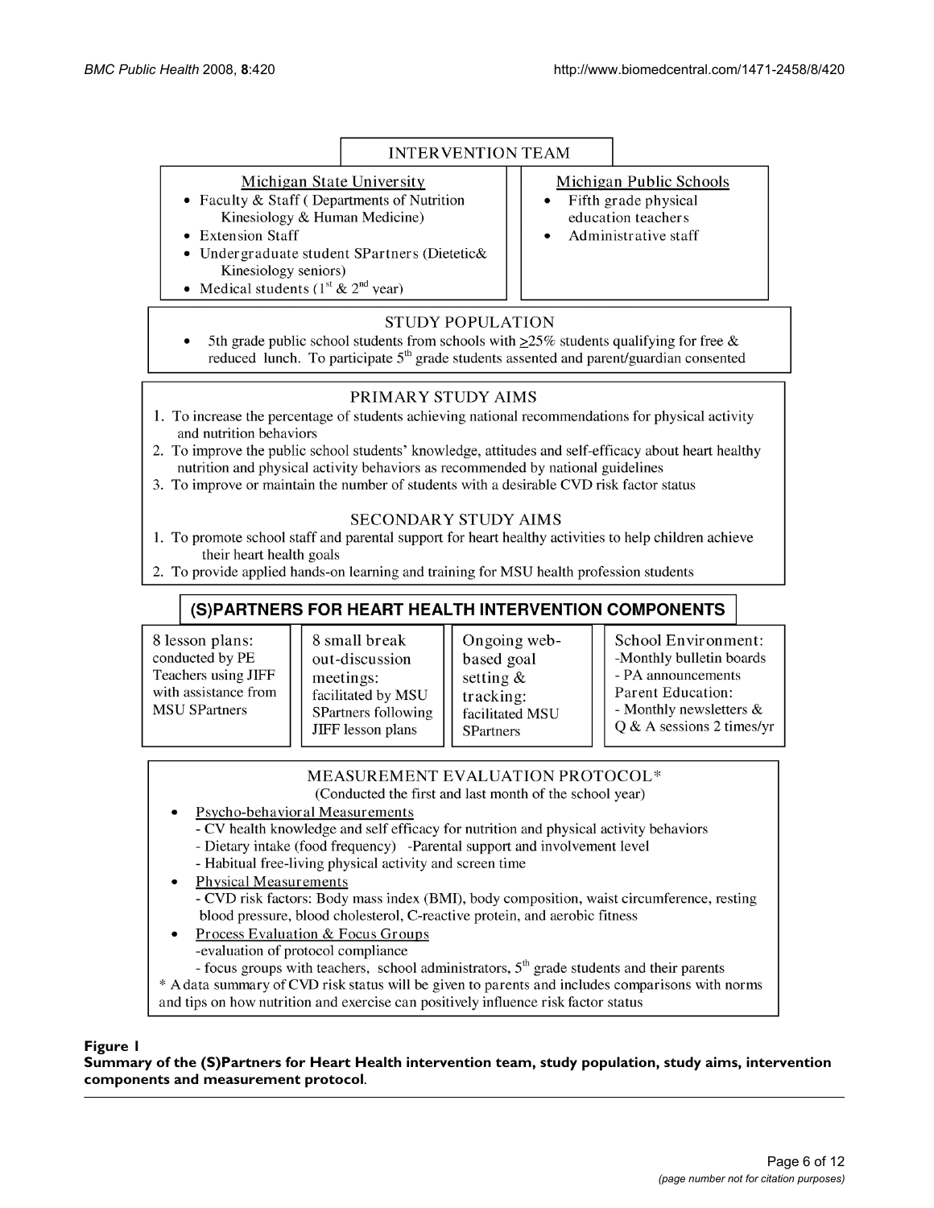INTERVENTION TEAM

**Michigan State University**

- Faculty & Staff ( Departments of Nutrition Kinesiology & Human Medicine)
- Extension Staff
- Undergraduate student SPartners (Dietetic& Kinesiology seniors)
- Medical students (1st & 2nd year)

**Michigan Public Schools**

- Fifth grade physical education teachers
- Administrative staff

STUDY POPULATION

- 5th grade public school students from schools with ≥25% students qualifying for free & reduced lunch. To participate 5th grade students assented and parent/guardian consented

PRIMARY STUDY AIMS

1. To increase the percentage of students achieving national recommendations for physical activity and nutrition behaviors
2. To improve the public school students' knowledge, attitudes and self-efficacy about heart healthy nutrition and physical activity behaviors as recommended by national guidelines
3. To improve or maintain the number of students with a desirable CVD risk factor status

SECONDARY STUDY AIMS

1. To promote school staff and parental support for heart healthy activities to help children achieve their heart health goals
2. To provide applied hands-on learning and training for MSU health profession students

**(S)PARTNERS FOR HEART HEALTH INTERVENTION COMPONENTS**

| 8 lesson plans: conducted by PE Teachers using JIFF with assistance from MSU SPartners | 8 small break out-discussion meetings: facilitated by MSU SPartners following JIFF lesson plans | Ongoing web-based goal setting & tracking: facilitated MSU SPartners | School Environment: -Monthly bulletin boards - PA announcements Parent Education: - Monthly newsletters & Q & A sessions 2 times/yr |
|---|---|---|---|

MEASUREMENT EVALUATION PROTOCOL*

(Conducted the first and last month of the school year)

- Psycho-behavioral Measurements
  - CV health knowledge and self efficacy for nutrition and physical activity behaviors
  - Dietary intake (food frequency) -Parental support and involvement level
  - Habitual free-living physical activity and screen time
- Physical Measurements
  - CVD risk factors: Body mass index (BMI), body composition, waist circumference, resting blood pressure, blood cholesterol, C-reactive protein, and aerobic fitness
- Process Evaluation & Focus Groups
  -evaluation of protocol compliance
  - focus groups with teachers, school administrators, 5th grade students and their parents

* A data summary of CVD risk status will be given to parents and includes comparisons with norms and tips on how nutrition and exercise can positively influence risk factor status

**Figure 1**
**Summary of the (S)Partners for Heart Health intervention team, study population, study aims, intervention components and measurement protocol**.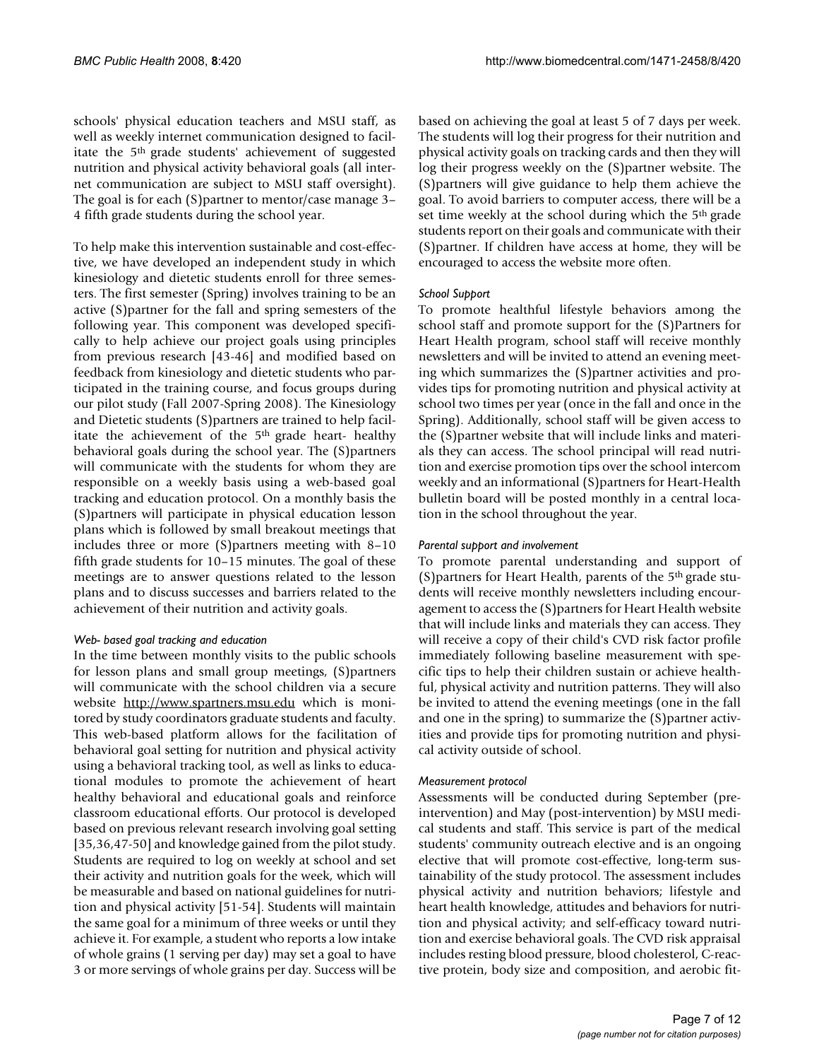schools' physical education teachers and MSU staff, as well as weekly internet communication designed to facilitate the 5th grade students' achievement of suggested nutrition and physical activity behavioral goals (all internet communication are subject to MSU staff oversight). The goal is for each (S)partner to mentor/case manage 3–4 fifth grade students during the school year.

To help make this intervention sustainable and cost-effective, we have developed an independent study in which kinesiology and dietetic students enroll for three semesters. The first semester (Spring) involves training to be an active (S)partner for the fall and spring semesters of the following year. This component was developed specifically to help achieve our project goals using principles from previous research [43-46] and modified based on feedback from kinesiology and dietetic students who participated in the training course, and focus groups during our pilot study (Fall 2007-Spring 2008). The Kinesiology and Dietetic students (S)partners are trained to help facilitate the achievement of the 5th grade heart- healthy behavioral goals during the school year. The (S)partners will communicate with the students for whom they are responsible on a weekly basis using a web-based goal tracking and education protocol. On a monthly basis the (S)partners will participate in physical education lesson plans which is followed by small breakout meetings that includes three or more (S)partners meeting with 8–10 fifth grade students for 10–15 minutes. The goal of these meetings are to answer questions related to the lesson plans and to discuss successes and barriers related to the achievement of their nutrition and activity goals.

#### *Web- based goal tracking and education*

In the time between monthly visits to the public schools for lesson plans and small group meetings, (S)partners will communicate with the school children via a secure website http://www.spartners.msu.edu which is monitored by study coordinators graduate students and faculty. This web-based platform allows for the facilitation of behavioral goal setting for nutrition and physical activity using a behavioral tracking tool, as well as links to educational modules to promote the achievement of heart healthy behavioral and educational goals and reinforce classroom educational efforts. Our protocol is developed based on previous relevant research involving goal setting [35,36,47-50] and knowledge gained from the pilot study. Students are required to log on weekly at school and set their activity and nutrition goals for the week, which will be measurable and based on national guidelines for nutrition and physical activity [51-54]. Students will maintain the same goal for a minimum of three weeks or until they achieve it. For example, a student who reports a low intake of whole grains (1 serving per day) may set a goal to have 3 or more servings of whole grains per day. Success will be based on achieving the goal at least 5 of 7 days per week. The students will log their progress for their nutrition and physical activity goals on tracking cards and then they will log their progress weekly on the (S)partner website. The (S)partners will give guidance to help them achieve the goal. To avoid barriers to computer access, there will be a set time weekly at the school during which the 5th grade students report on their goals and communicate with their (S)partner. If children have access at home, they will be encouraged to access the website more often.

#### *School Support*

To promote healthful lifestyle behaviors among the school staff and promote support for the (S)Partners for Heart Health program, school staff will receive monthly newsletters and will be invited to attend an evening meeting which summarizes the (S)partner activities and provides tips for promoting nutrition and physical activity at school two times per year (once in the fall and once in the Spring). Additionally, school staff will be given access to the (S)partner website that will include links and materials they can access. The school principal will read nutrition and exercise promotion tips over the school intercom weekly and an informational (S)partners for Heart-Health bulletin board will be posted monthly in a central location in the school throughout the year.

#### *Parental support and involvement*

To promote parental understanding and support of (S)partners for Heart Health, parents of the 5th grade students will receive monthly newsletters including encouragement to access the (S)partners for Heart Health website that will include links and materials they can access. They will receive a copy of their child's CVD risk factor profile immediately following baseline measurement with specific tips to help their children sustain or achieve healthful, physical activity and nutrition patterns. They will also be invited to attend the evening meetings (one in the fall and one in the spring) to summarize the (S)partner activities and provide tips for promoting nutrition and physical activity outside of school.

#### *Measurement protocol*

Assessments will be conducted during September (pre-intervention) and May (post-intervention) by MSU medical students and staff. This service is part of the medical students' community outreach elective and is an ongoing elective that will promote cost-effective, long-term sustainability of the study protocol. The assessment includes physical activity and nutrition behaviors; lifestyle and heart health knowledge, attitudes and behaviors for nutrition and physical activity; and self-efficacy toward nutrition and exercise behavioral goals. The CVD risk appraisal includes resting blood pressure, blood cholesterol, C-reactive protein, body size and composition, and aerobic fit-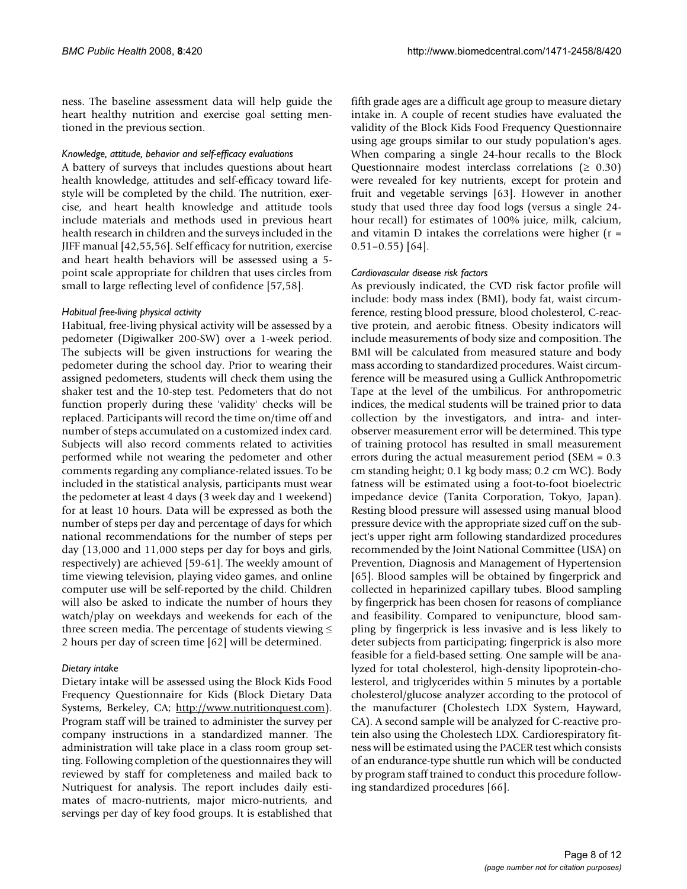ness. The baseline assessment data will help guide the heart healthy nutrition and exercise goal setting mentioned in the previous section.

*Knowledge, attitude, behavior and self-efficacy evaluations*

A battery of surveys that includes questions about heart health knowledge, attitudes and self-efficacy toward lifestyle will be completed by the child. The nutrition, exercise, and heart health knowledge and attitude tools include materials and methods used in previous heart health research in children and the surveys included in the JIFF manual [42,55,56]. Self efficacy for nutrition, exercise and heart health behaviors will be assessed using a 5-point scale appropriate for children that uses circles from small to large reflecting level of confidence [57,58].

*Habitual free-living physical activity*

Habitual, free-living physical activity will be assessed by a pedometer (Digiwalker 200-SW) over a 1-week period. The subjects will be given instructions for wearing the pedometer during the school day. Prior to wearing their assigned pedometers, students will check them using the shaker test and the 10-step test. Pedometers that do not function properly during these 'validity' checks will be replaced. Participants will record the time on/time off and number of steps accumulated on a customized index card. Subjects will also record comments related to activities performed while not wearing the pedometer and other comments regarding any compliance-related issues. To be included in the statistical analysis, participants must wear the pedometer at least 4 days (3 week day and 1 weekend) for at least 10 hours. Data will be expressed as both the number of steps per day and percentage of days for which national recommendations for the number of steps per day (13,000 and 11,000 steps per day for boys and girls, respectively) are achieved [59-61]. The weekly amount of time viewing television, playing video games, and online computer use will be self-reported by the child. Children will also be asked to indicate the number of hours they watch/play on weekdays and weekends for each of the three screen media. The percentage of students viewing ≤ 2 hours per day of screen time [62] will be determined.

*Dietary intake*

Dietary intake will be assessed using the Block Kids Food Frequency Questionnaire for Kids (Block Dietary Data Systems, Berkeley, CA; http://www.nutritionquest.com). Program staff will be trained to administer the survey per company instructions in a standardized manner. The administration will take place in a class room group setting. Following completion of the questionnaires they will reviewed by staff for completeness and mailed back to Nutriquest for analysis. The report includes daily estimates of macro-nutrients, major micro-nutrients, and servings per day of key food groups. It is established that fifth grade ages are a difficult age group to measure dietary intake in. A couple of recent studies have evaluated the validity of the Block Kids Food Frequency Questionnaire using age groups similar to our study population's ages. When comparing a single 24-hour recalls to the Block Questionnaire modest interclass correlations (≥ 0.30) were revealed for key nutrients, except for protein and fruit and vegetable servings [63]. However in another study that used three day food logs (versus a single 24-hour recall) for estimates of 100% juice, milk, calcium, and vitamin D intakes the correlations were higher (r = 0.51–0.55) [64].

*Cardiovascular disease risk factors*

As previously indicated, the CVD risk factor profile will include: body mass index (BMI), body fat, waist circumference, resting blood pressure, blood cholesterol, C-reactive protein, and aerobic fitness. Obesity indicators will include measurements of body size and composition. The BMI will be calculated from measured stature and body mass according to standardized procedures. Waist circumference will be measured using a Gullick Anthropometric Tape at the level of the umbilicus. For anthropometric indices, the medical students will be trained prior to data collection by the investigators, and intra- and inter-observer measurement error will be determined. This type of training protocol has resulted in small measurement errors during the actual measurement period (SEM = 0.3 cm standing height; 0.1 kg body mass; 0.2 cm WC). Body fatness will be estimated using a foot-to-foot bioelectric impedance device (Tanita Corporation, Tokyo, Japan). Resting blood pressure will assessed using manual blood pressure device with the appropriate sized cuff on the subject's upper right arm following standardized procedures recommended by the Joint National Committee (USA) on Prevention, Diagnosis and Management of Hypertension [65]. Blood samples will be obtained by fingerprick and collected in heparinized capillary tubes. Blood sampling by fingerprick has been chosen for reasons of compliance and feasibility. Compared to venipuncture, blood sampling by fingerprick is less invasive and is less likely to deter subjects from participating; fingerprick is also more feasible for a field-based setting. One sample will be analyzed for total cholesterol, high-density lipoprotein-cholesterol, and triglycerides within 5 minutes by a portable cholesterol/glucose analyzer according to the protocol of the manufacturer (Cholestech LDX System, Hayward, CA). A second sample will be analyzed for C-reactive protein also using the Cholestech LDX. Cardiorespiratory fitness will be estimated using the PACER test which consists of an endurance-type shuttle run which will be conducted by program staff trained to conduct this procedure following standardized procedures [66].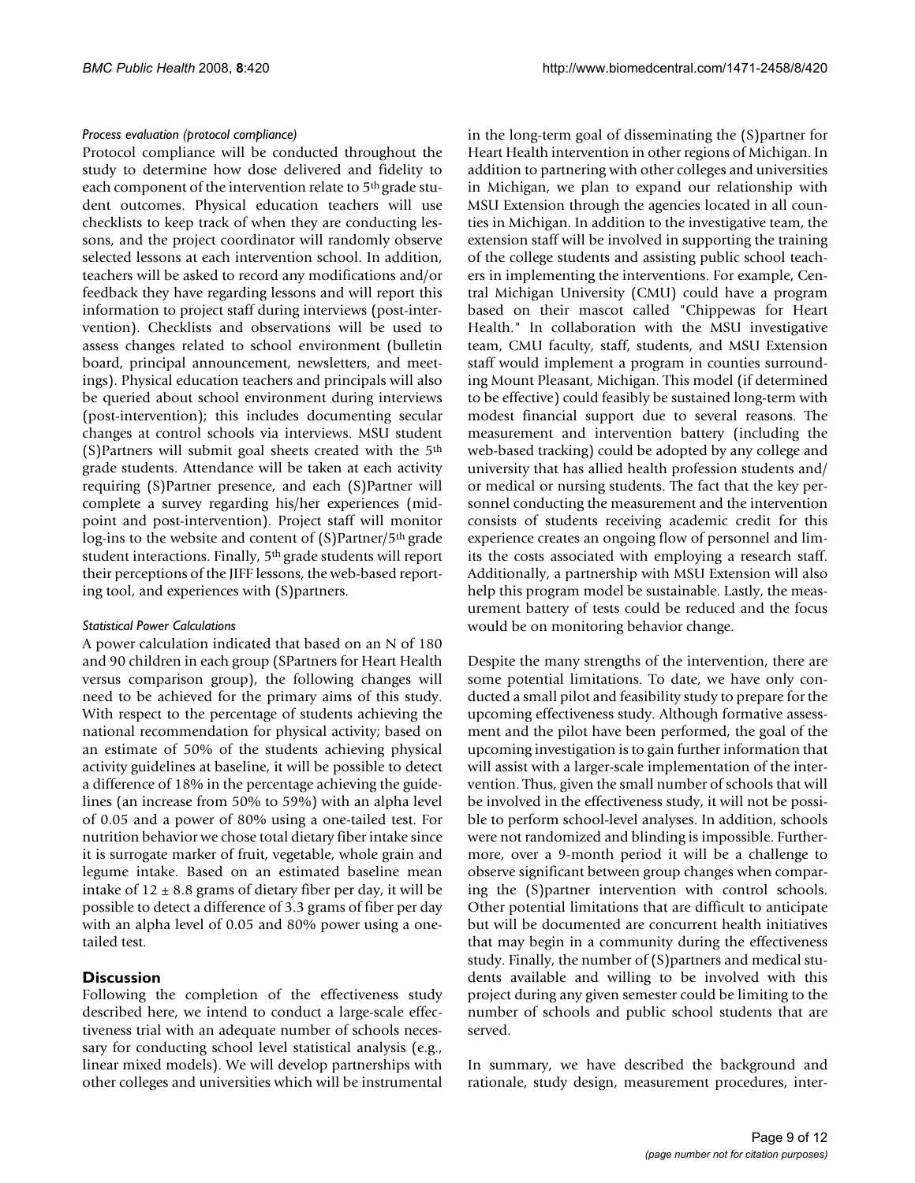#### Process evaluation (protocol compliance)

Protocol compliance will be conducted throughout the study to determine how dose delivered and fidelity to each component of the intervention relate to 5th grade student outcomes. Physical education teachers will use checklists to keep track of when they are conducting lessons, and the project coordinator will randomly observe selected lessons at each intervention school. In addition, teachers will be asked to record any modifications and/or feedback they have regarding lessons and will report this information to project staff during interviews (post-intervention). Checklists and observations will be used to assess changes related to school environment (bulletin board, principal announcement, newsletters, and meetings). Physical education teachers and principals will also be queried about school environment during interviews (post-intervention); this includes documenting secular changes at control schools via interviews. MSU student (S)Partners will submit goal sheets created with the 5th grade students. Attendance will be taken at each activity requiring (S)Partner presence, and each (S)Partner will complete a survey regarding his/her experiences (mid-point and post-intervention). Project staff will monitor log-ins to the website and content of (S)Partner/5th grade student interactions. Finally, 5th grade students will report their perceptions of the JIFF lessons, the web-based reporting tool, and experiences with (S)partners.

#### Statistical Power Calculations

A power calculation indicated that based on an N of 180 and 90 children in each group (SPartners for Heart Health versus comparison group), the following changes will need to be achieved for the primary aims of this study. With respect to the percentage of students achieving the national recommendation for physical activity; based on an estimate of 50% of the students achieving physical activity guidelines at baseline, it will be possible to detect a difference of 18% in the percentage achieving the guidelines (an increase from 50% to 59%) with an alpha level of 0.05 and a power of 80% using a one-tailed test. For nutrition behavior we chose total dietary fiber intake since it is surrogate marker of fruit, vegetable, whole grain and legume intake. Based on an estimated baseline mean intake of $12 \pm 8.8$ grams of dietary fiber per day, it will be possible to detect a difference of 3.3 grams of fiber per day with an alpha level of 0.05 and 80% power using a one-tailed test.

## Discussion

Following the completion of the effectiveness study described here, we intend to conduct a large-scale effectiveness trial with an adequate number of schools necessary for conducting school level statistical analysis (e.g., linear mixed models). We will develop partnerships with other colleges and universities which will be instrumental in the long-term goal of disseminating the (S)partner for Heart Health intervention in other regions of Michigan. In addition to partnering with other colleges and universities in Michigan, we plan to expand our relationship with MSU Extension through the agencies located in all counties in Michigan. In addition to the investigative team, the extension staff will be involved in supporting the training of the college students and assisting public school teachers in implementing the interventions. For example, Central Michigan University (CMU) could have a program based on their mascot called "Chippewas for Heart Health." In collaboration with the MSU investigative team, CMU faculty, staff, students, and MSU Extension staff would implement a program in counties surrounding Mount Pleasant, Michigan. This model (if determined to be effective) could feasibly be sustained long-term with modest financial support due to several reasons. The measurement and intervention battery (including the web-based tracking) could be adopted by any college and university that has allied health profession students and/or medical or nursing students. The fact that the key personnel conducting the measurement and the intervention consists of students receiving academic credit for this experience creates an ongoing flow of personnel and limits the costs associated with employing a research staff. Additionally, a partnership with MSU Extension will also help this program model be sustainable. Lastly, the measurement battery of tests could be reduced and the focus would be on monitoring behavior change.

Despite the many strengths of the intervention, there are some potential limitations. To date, we have only conducted a small pilot and feasibility study to prepare for the upcoming effectiveness study. Although formative assessment and the pilot have been performed, the goal of the upcoming investigation is to gain further information that will assist with a larger-scale implementation of the intervention. Thus, given the small number of schools that will be involved in the effectiveness study, it will not be possible to perform school-level analyses. In addition, schools were not randomized and blinding is impossible. Furthermore, over a 9-month period it will be a challenge to observe significant between group changes when comparing the (S)partner intervention with control schools. Other potential limitations that are difficult to anticipate but will be documented are concurrent health initiatives that may begin in a community during the effectiveness study. Finally, the number of (S)partners and medical students available and willing to be involved with this project during any given semester could be limiting to the number of schools and public school students that are served.

In summary, we have described the background and rationale, study design, measurement procedures, inter-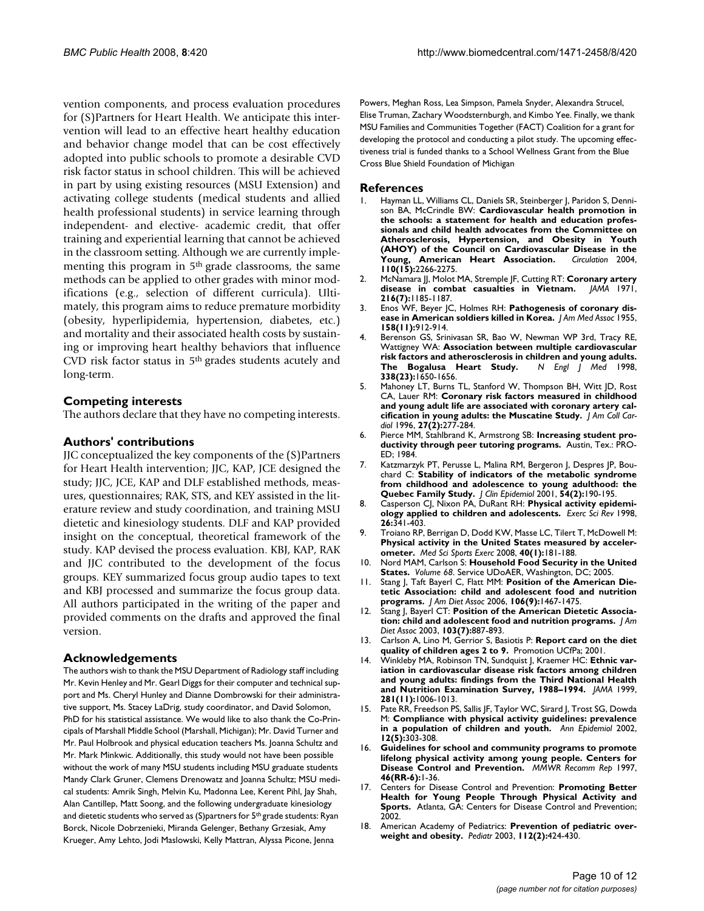vention components, and process evaluation procedures for (S)Partners for Heart Health. We anticipate this intervention will lead to an effective heart healthy education and behavior change model that can be cost effectively adopted into public schools to promote a desirable CVD risk factor status in school children. This will be achieved in part by using existing resources (MSU Extension) and activating college students (medical students and allied health professional students) in service learning through independent- and elective- academic credit, that offer training and experiential learning that cannot be achieved in the classroom setting. Although we are currently implementing this program in 5th grade classrooms, the same methods can be applied to other grades with minor modifications (e.g., selection of different curricula). Ultimately, this program aims to reduce premature morbidity (obesity, hyperlipidemia, hypertension, diabetes, etc.) and mortality and their associated health costs by sustaining or improving heart healthy behaviors that influence CVD risk factor status in 5th grades students acutely and long-term.

## Competing interests

The authors declare that they have no competing interests.

## Authors' contributions

JJC conceptualized the key components of the (S)Partners for Heart Health intervention; JJC, KAP, JCE designed the study; JJC, JCE, KAP and DLF established methods, measures, questionnaires; RAK, STS, and KEY assisted in the literature review and study coordination, and training MSU dietetic and kinesiology students. DLF and KAP provided insight on the conceptual, theoretical framework of the study. KAP devised the process evaluation. KBJ, KAP, RAK and JJC contributed to the development of the focus groups. KEY summarized focus group audio tapes to text and KBJ processed and summarize the focus group data. All authors participated in the writing of the paper and provided comments on the drafts and approved the final version.

## Acknowledgements

The authors wish to thank the MSU Department of Radiology staff including Mr. Kevin Henley and Mr. Gearl Diggs for their computer and technical support and Ms. Cheryl Hunley and Dianne Dombrowski for their administrative support, Ms. Stacey LaDrig, study coordinator, and David Solomon, PhD for his statistical assistance. We would like to also thank the Co-Principals of Marshall Middle School (Marshall, Michigan); Mr. David Turner and Mr. Paul Holbrook and physical education teachers Ms. Joanna Schultz and Mr. Mark Minkwic. Additionally, this study would not have been possible without the work of many MSU students including MSU graduate students Mandy Clark Gruner, Clemens Drenowatz and Joanna Schultz; MSU medical students: Amrik Singh, Melvin Ku, Madonna Lee, Kerent Pihl, Jay Shah, Alan Cantillep, Matt Soong, and the following undergraduate kinesiology and dietetic students who served as (S)partners for 5th grade students: Ryan Borck, Nicole Dobrzenieki, Miranda Gelenger, Bethany Grzesiak, Amy Krueger, Amy Lehto, Jodi Maslowski, Kelly Mattran, Alyssa Picone, Jenna Powers, Meghan Ross, Lea Simpson, Pamela Snyder, Alexandra Strucel, Elise Truman, Zachary Woodsternburgh, and Kimbo Yee. Finally, we thank MSU Families and Communities Together (FACT) Coalition for a grant for developing the protocol and conducting a pilot study. The upcoming effectiveness trial is funded thanks to a School Wellness Grant from the Blue Cross Blue Shield Foundation of Michigan

## References

1. Hayman LL, Williams CL, Daniels SR, Steinberger J, Paridon S, Dennison BA, McCrindle BW: **Cardiovascular health promotion in the schools: a statement for health and education professionals and child health advocates from the Committee on Atherosclerosis, Hypertension, and Obesity in Youth (AHOY) of the Council on Cardiovascular Disease in the Young, American Heart Association.** *Circulation* 2004, **110(15):**2266-2275.
2. McNamara JJ, Molot MA, Stremple JF, Cutting RT: **Coronary artery disease in combat casualties in Vietnam.** *JAMA* 1971, **216(7):**1185-1187.
3. Enos WF, Beyer JC, Holmes RH: **Pathogenesis of coronary disease in American soldiers killed in Korea.** *J Am Med Assoc* 1955, **158(11):**912-914.
4. Berenson GS, Srinivasan SR, Bao W, Newman WP 3rd, Tracy RE, Wattigney WA: **Association between multiple cardiovascular risk factors and atherosclerosis in children and young adults. The Bogalusa Heart Study.** *N Engl J Med* 1998, **338(23):**1650-1656.
5. Mahoney LT, Burns TL, Stanford W, Thompson BH, Witt JD, Rost CA, Lauer RM: **Coronary risk factors measured in childhood and young adult life are associated with coronary artery calcification in young adults: the Muscatine Study.** *J Am Coll Cardiol* 1996, **27(2):**277-284.
6. Pierce MM, Stahlbrand K, Armstrong SB: **Increasing student productivity through peer tutoring programs.** Austin, Tex.: PRO-ED; 1984.
7. Katzmarzyk PT, Perusse L, Malina RM, Bergeron J, Despres JP, Bouchard C: **Stability of indicators of the metabolic syndrome from childhood and adolescence to young adulthood: the Quebec Family Study.** *J Clin Epidemiol* 2001, **54(2):**190-195.
8. Casperson CJ, Nixon PA, DuRant RH: **Physical activity epidemiology applied to children and adolescents.** *Exerc Sci Rev* 1998, **26:**341-403.
9. Troiano RP, Berrigan D, Dodd KW, Masse LC, Tilert T, McDowell M: **Physical activity in the United States measured by accelerometer.** *Med Sci Sports Exerc* 2008, **40(1):**181-188.
10. Nord MAM, Carlson S: **Household Food Security in the United States.** *Volume 68*. Service UDoAER, Washington, DC; 2005.
11. Stang J, Taft Bayerl C, Flatt MM: **Position of the American Dietetic Association: child and adolescent food and nutrition programs.** *J Am Diet Assoc* 2006, **106(9):**1467-1475.
12. Stang J, Bayerl CT: **Position of the American Dietetic Association: child and adolescent food and nutrition programs.** *J Am Diet Assoc* 2003, **103(7):**887-893.
13. Carlson A, Lino M, Gerrior S, Basiotis P: **Report card on the diet quality of children ages 2 to 9.** Promotion UCfPa; 2001.
14. Winkleby MA, Robinson TN, Sundquist J, Kraemer HC: **Ethnic variation in cardiovascular disease risk factors among children and young adults: findings from the Third National Health and Nutrition Examination Survey, 1988–1994.** *JAMA* 1999, **281(11):**1006-1013.
15. Pate RR, Freedson PS, Sallis JF, Taylor WC, Sirard J, Trost SG, Dowda M: **Compliance with physical activity guidelines: prevalence in a population of children and youth.** *Ann Epidemiol* 2002, **12(5):**303-308.
16. **Guidelines for school and community programs to promote lifelong physical activity among young people. Centers for Disease Control and Prevention.** *MMWR Recomm Rep* 1997, **46(RR-6):**1-36.
17. Centers for Disease Control and Prevention: **Promoting Better Health for Young People Through Physical Activity and Sports.** Atlanta, GA: Centers for Disease Control and Prevention; 2002.
18. American Academy of Pediatrics: **Prevention of pediatric overweight and obesity.** *Pediatr* 2003, **112(2):**424-430.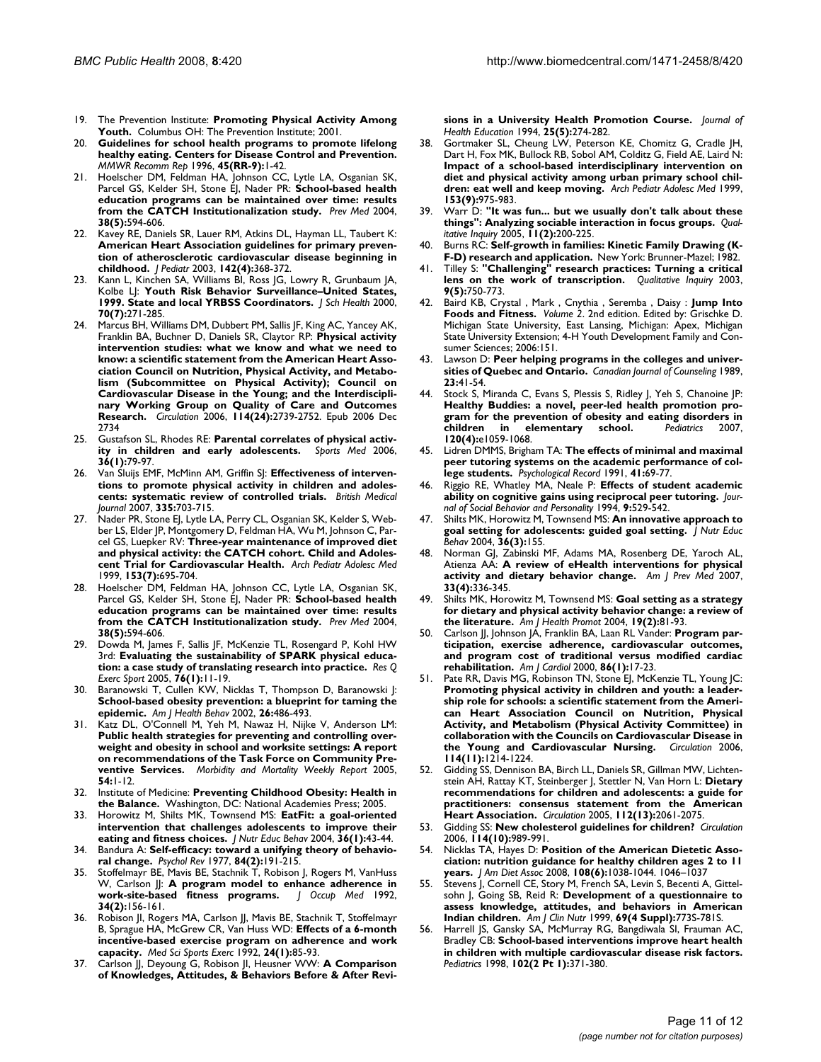19. The Prevention Institute: **Promoting Physical Activity Among Youth.** Columbus OH: The Prevention Institute; 2001.
20. **Guidelines for school health programs to promote lifelong healthy eating. Centers for Disease Control and Prevention.** *MMWR Recomm Rep* 1996, **45(RR-9):**1-42.
21. Hoelscher DM, Feldman HA, Johnson CC, Lytle LA, Osganian SK, Parcel GS, Kelder SH, Stone EJ, Nader PR: **School-based health education programs can be maintained over time: results from the CATCH Institutionalization study.** *Prev Med* 2004, **38(5):**594-606.
22. Kavey RE, Daniels SR, Lauer RM, Atkins DL, Hayman LL, Taubert K: **American Heart Association guidelines for primary prevention of atherosclerotic cardiovascular disease beginning in childhood.** *J Pediatr* 2003, **142(4):**368-372.
23. Kann L, Kinchen SA, Williams BI, Ross JG, Lowry R, Grunbaum JA, Kolbe LJ: **Youth Risk Behavior Surveillance–United States, 1999. State and local YRBSS Coordinators.** *J Sch Health* 2000, **70(7):**271-285.
24. Marcus BH, Williams DM, Dubbert PM, Sallis JF, King AC, Yancey AK, Franklin BA, Buchner D, Daniels SR, Claytor RP: **Physical activity intervention studies: what we know and what we need to know: a scientific statement from the American Heart Association Council on Nutrition, Physical Activity, and Metabolism (Subcommittee on Physical Activity); Council on Cardiovascular Disease in the Young; and the Interdisciplinary Working Group on Quality of Care and Outcomes Research.** *Circulation* 2006, **114(24):**2739-2752. Epub 2006 Dec 2734
25. Gustafson SL, Rhodes RE: **Parental correlates of physical activity in children and early adolescents.** *Sports Med* 2006, **36(1):**79-97.
26. Van Sluijs EMF, McMinn AM, Griffin SJ: **Effectiveness of interventions to promote physical activity in children and adolescents: systematic review of controlled trials.** *British Medical Journal* 2007, **335:**703-715.
27. Nader PR, Stone EJ, Lytle LA, Perry CL, Osganian SK, Kelder S, Webber LS, Elder JP, Montgomery D, Feldman HA, Wu M, Johnson C, Parcel GS, Luepker RV: **Three-year maintenance of improved diet and physical activity: the CATCH cohort. Child and Adolescent Trial for Cardiovascular Health.** *Arch Pediatr Adolesc Med* 1999, **153(7):**695-704.
28. Hoelscher DM, Feldman HA, Johnson CC, Lytle LA, Osganian SK, Parcel GS, Kelder SH, Stone EJ, Nader PR: **School-based health education programs can be maintained over time: results from the CATCH Institutionalization study.** *Prev Med* 2004, **38(5):**594-606.
29. Dowda M, James F, Sallis JF, McKenzie TL, Rosengard P, Kohl HW 3rd: **Evaluating the sustainability of SPARK physical education: a case study of translating research into practice.** *Res Q Exerc Sport* 2005, **76(1):**11-19.
30. Baranowski T, Cullen KW, Nicklas T, Thompson D, Baranowski J: **School-based obesity prevention: a blueprint for taming the epidemic.** *Am J Health Behav* 2002, **26:**486-493.
31. Katz DL, O'Connell M, Yeh M, Nawaz H, Nijke V, Anderson LM: **Public health strategies for preventing and controlling overweight and obesity in school and worksite settings: A report on recommendations of the Task Force on Community Preventive Services.** *Morbidity and Mortality Weekly Report* 2005, **54:**1-12.
32. Institute of Medicine: **Preventing Childhood Obesity: Health in the Balance.** Washington, DC: National Academies Press; 2005.
33. Horowitz M, Shilts MK, Townsend MS: **EatFit: a goal-oriented intervention that challenges adolescents to improve their eating and fitness choices.** *J Nutr Educ Behav* 2004, **36(1):**43-44.
34. Bandura A: **Self-efficacy: toward a unifying theory of behavioral change.** *Psychol Rev* 1977, **84(2):**191-215.
35. Stoffelmayr BE, Mavis BE, Stachnik T, Robison J, Rogers M, VanHuss W, Carlson JJ: **A program model to enhance adherence in work-site-based fitness programs.** *J Occup Med* 1992, **34(2):**156-161.
36. Robison JI, Rogers MA, Carlson JJ, Mavis BE, Stachnik T, Stoffelmayr B, Sprague HA, McGrew CR, Van Huss WD: **Effects of a 6-month incentive-based exercise program on adherence and work capacity.** *Med Sci Sports Exerc* 1992, **24(1):**85-93.
37. Carlson JJ, Deyoung G, Robison JI, Heusner WW: **A Comparison of Knowledges, Attitudes, & Behaviors Before & After Revisions in a University Health Promotion Course.** *Journal of Health Education* 1994, **25(5):**274-282.
38. Gortmaker SL, Cheung LW, Peterson KE, Chomitz G, Cradle JH, Dart H, Fox MK, Bullock RB, Sobol AM, Colditz G, Field AE, Laird N: **Impact of a school-based interdisciplinary intervention on diet and physical activity among urban primary school children: eat well and keep moving.** *Arch Pediatr Adolesc Med* 1999, **153(9):**975-983.
39. Warr D: **"It was fun... but we usually don't talk about these things": Analyzing sociable interaction in focus groups.** *Qualitative Inquiry* 2005, **11(2):**200-225.
40. Burns RC: **Self-growth in families: Kinetic Family Drawing (K-F-D) research and application.** New York: Brunner-Mazel; 1982.
41. Tilley S: **"Challenging" research practices: Turning a critical lens on the work of transcription.** *Qualitative Inquiry* 2003, **9(5):**750-773.
42. Baird KB, Crystal , Mark , Cnythia , Seremba , Daisy : **Jump Into Foods and Fitness.** *Volume 2*. 2nd edition. Edited by: Grischke D. Michigan State University, East Lansing, Michigan: Apex, Michigan State University Extension; 4-H Youth Development Family and Consumer Sciences; 2006:151.
43. Lawson D: **Peer helping programs in the colleges and universities of Quebec and Ontario.** *Canadian Journal of Counseling* 1989, **23:**41-54.
44. Stock S, Miranda C, Evans S, Plessis S, Ridley J, Yeh S, Chanoine JP: **Healthy Buddies: a novel, peer-led health promotion program for the prevention of obesity and eating disorders in children in elementary school.** *Pediatrics* 2007, **120(4):**e1059-1068.
45. Lidren DMMS, Brigham TA: **The effects of minimal and maximal peer tutoring systems on the academic performance of college students.** *Psychological Record* 1991, **41:**69-77.
46. Riggio RE, Whatley MA, Neale P: **Effects of student academic ability on cognitive gains using reciprocal peer tutoring.** *Journal of Social Behavior and Personality* 1994, **9:**529-542.
47. Shilts MK, Horowitz M, Townsend MS: **An innovative approach to goal setting for adolescents: guided goal setting.** *J Nutr Educ Behav* 2004, **36(3):**155.
48. Norman GJ, Zabinski MF, Adams MA, Rosenberg DE, Yaroch AL, Atienza AA: **A review of eHealth interventions for physical activity and dietary behavior change.** *Am J Prev Med* 2007, **33(4):**336-345.
49. Shilts MK, Horowitz M, Townsend MS: **Goal setting as a strategy for dietary and physical activity behavior change: a review of the literature.** *Am J Health Promot* 2004, **19(2):**81-93.
50. Carlson JJ, Johnson JA, Franklin BA, Laan RL Vander: **Program participation, exercise adherence, cardiovascular outcomes, and program cost of traditional versus modified cardiac rehabilitation.** *Am J Cardiol* 2000, **86(1):**17-23.
51. Pate RR, Davis MG, Robinson TN, Stone EJ, McKenzie TL, Young JC: **Promoting physical activity in children and youth: a leadership role for schools: a scientific statement from the American Heart Association Council on Nutrition, Physical Activity, and Metabolism (Physical Activity Committee) in collaboration with the Councils on Cardiovascular Disease in the Young and Cardiovascular Nursing.** *Circulation* 2006, **114(11):**1214-1224.
52. Gidding SS, Dennison BA, Birch LL, Daniels SR, Gillman MW, Lichtenstein AH, Rattay KT, Steinberger J, Stettler N, Van Horn L: **Dietary recommendations for children and adolescents: a guide for practitioners: consensus statement from the American Heart Association.** *Circulation* 2005, **112(13):**2061-2075.
53. Gidding SS: **New cholesterol guidelines for children?** *Circulation* 2006, **114(10):**989-991.
54. Nicklas TA, Hayes D: **Position of the American Dietetic Association: nutrition guidance for healthy children ages 2 to 11 years.** *J Am Diet Assoc* 2008, **108(6):**1038-1044. 1046–1037
55. Stevens J, Cornell CE, Story M, French SA, Levin S, Becenti A, Gittelsohn J, Going SB, Reid R: **Development of a questionnaire to assess knowledge, attitudes, and behaviors in American Indian children.** *Am J Clin Nutr* 1999, **69(4 Suppl):**773S-781S.
56. Harrell JS, Gansky SA, McMurray RG, Bangdiwala SI, Frauman AC, Bradley CB: **School-based interventions improve heart health in children with multiple cardiovascular disease risk factors.** *Pediatrics* 1998, **102(2 Pt 1):**371-380.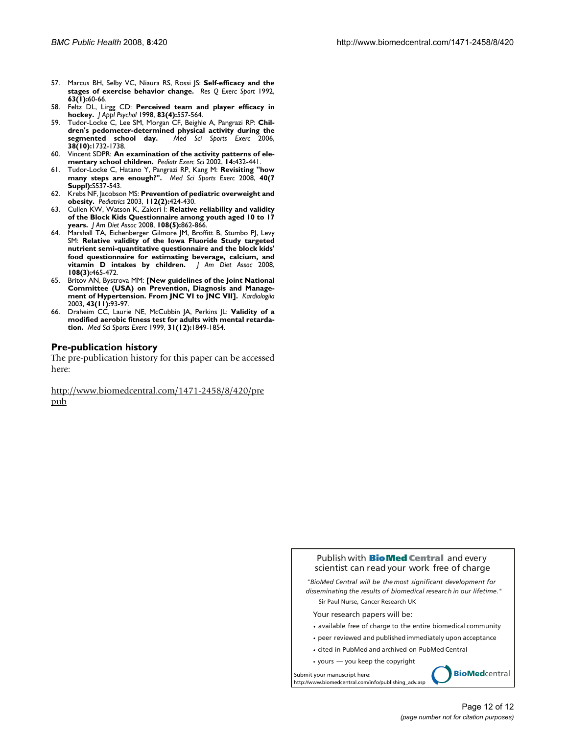57. Marcus BH, Selby VC, Niaura RS, Rossi JS: **Self-efficacy and the stages of exercise behavior change.** *Res Q Exerc Sport* 1992, **63(1):**60-66.
58. Feltz DL, Lirgg CD: **Perceived team and player efficacy in hockey.** *J Appl Psychol* 1998, **83(4):**557-564.
59. Tudor-Locke C, Lee SM, Morgan CF, Beighle A, Pangrazi RP: **Children's pedometer-determined physical activity during the segmented school day.** *Med Sci Sports Exerc* 2006, **38(10):**1732-1738.
60. Vincent SDPR: **An examination of the activity patterns of elementary school children.** *Pediatr Exerc Sci* 2002, **14:**432-441.
61. Tudor-Locke C, Hatano Y, Pangrazi RP, Kang M: **Revisiting "how many steps are enough?".** *Med Sci Sports Exerc* 2008, **40(7 Suppl):**S537-543.
62. Krebs NF, Jacobson MS: **Prevention of pediatric overweight and obesity.** *Pediatrics* 2003, **112(2):**424-430.
63. Cullen KW, Watson K, Zakeri I: **Relative reliability and validity of the Block Kids Questionnaire among youth aged 10 to 17 years.** *J Am Diet Assoc* 2008, **108(5):**862-866.
64. Marshall TA, Eichenberger Gilmore JM, Broffitt B, Stumbo PJ, Levy SM: **Relative validity of the Iowa Fluoride Study targeted nutrient semi-quantitative questionnaire and the block kids' food questionnaire for estimating beverage, calcium, and vitamin D intakes by children.** *J Am Diet Assoc* 2008, **108(3):**465-472.
65. Britov AN, Bystrova MM: **[New guidelines of the Joint National Committee (USA) on Prevention, Diagnosis and Management of Hypertension. From JNC VI to JNC VII].** *Kardiologiia* 2003, **43(11):**93-97.
66. Draheim CC, Laurie NE, McCubbin JA, Perkins JL: **Validity of a modified aerobic fitness test for adults with mental retardation.** *Med Sci Sports Exerc* 1999, **31(12):**1849-1854.

## Pre-publication history

The pre-publication history for this paper can be accessed here:

http://www.biomedcentral.com/1471-2458/8/420/prepub

Publish with **BioMed Central** and every scientist can read your work free of charge

*"BioMed Central will be the most significant development for disseminating the results of biomedical research in our lifetime."*

Sir Paul Nurse, Cancer Research UK

Your research papers will be:

- available free of charge to the entire biomedical community
- peer reviewed and published immediately upon acceptance
- cited in PubMed and archived on PubMed Central
- yours — you keep the copyright

Submit your manuscript here:
http://www.biomedcentral.com/info/publishing_adv.asp

**BioMed**central